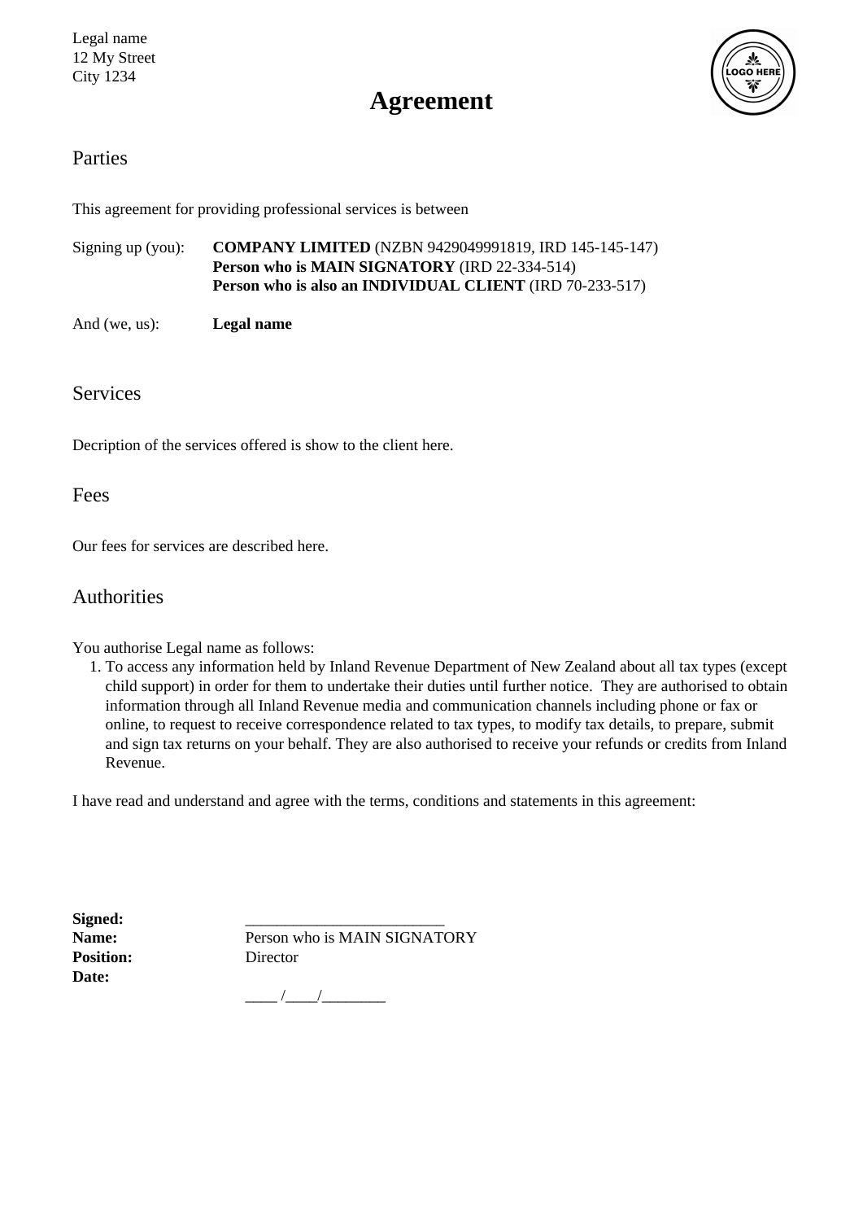Legal name
12 My Street
City 1234

# Agreement

## Parties

This agreement for providing professional services is between

Signing up (you): **COMPANY LIMITED** (NZBN 9429049991819, IRD 145-145-147)
**Person who is MAIN SIGNATORY** (IRD 22-334-514)
**Person who is also an INDIVIDUAL CLIENT** (IRD 70-233-517)

And (we, us): **Legal name**

## Services

Decription of the services offered is show to the client here.

## Fees

Our fees for services are described here.

## Authorities

You authorise Legal name as follows:

1. To access any information held by Inland Revenue Department of New Zealand about all tax types (except child support) in order for them to undertake their duties until further notice. They are authorised to obtain information through all Inland Revenue media and communication channels including phone or fax or online, to request to receive correspondence related to tax types, to modify tax details, to prepare, submit and sign tax returns on your behalf. They are also authorised to receive your refunds or credits from Inland Revenue.

I have read and understand and agree with the terms, conditions and statements in this agreement:

**Signed:** _________________________
**Name:** Person who is MAIN SIGNATORY
**Position:** Director
**Date:** ____ /____/________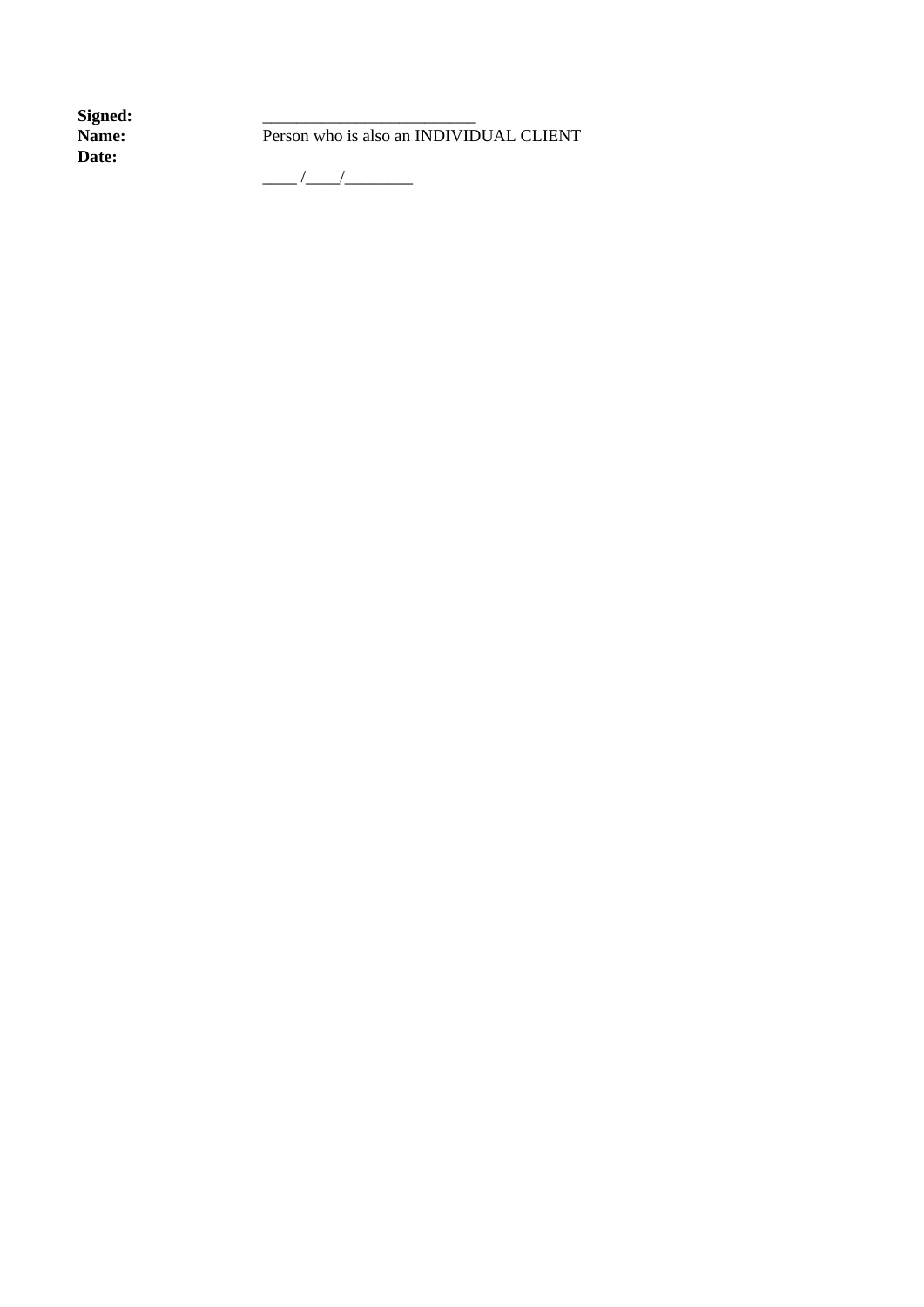**Signed:** _________________________

**Name:** Person who is also an INDIVIDUAL CLIENT

**Date:** ____ /____/_________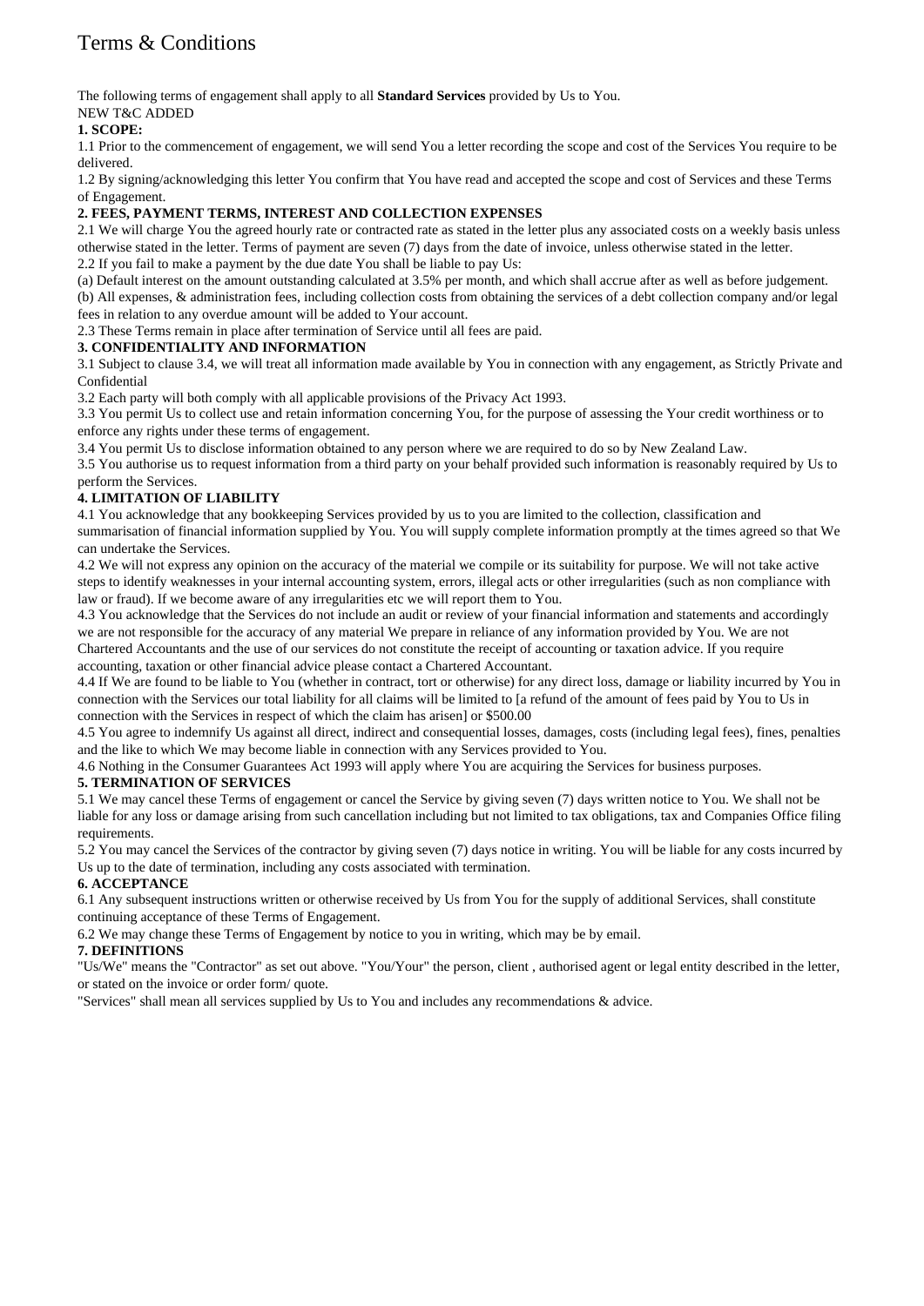# Terms & Conditions

The following terms of engagement shall apply to all **Standard Services** provided by Us to You.

NEW T&C ADDED

**1. SCOPE:**

1.1 Prior to the commencement of engagement, we will send You a letter recording the scope and cost of the Services You require to be delivered.

1.2 By signing/acknowledging this letter You confirm that You have read and accepted the scope and cost of Services and these Terms of Engagement.

**2. FEES, PAYMENT TERMS, INTEREST AND COLLECTION EXPENSES**

2.1 We will charge You the agreed hourly rate or contracted rate as stated in the letter plus any associated costs on a weekly basis unless otherwise stated in the letter. Terms of payment are seven (7) days from the date of invoice, unless otherwise stated in the letter.

2.2 If you fail to make a payment by the due date You shall be liable to pay Us:

(a) Default interest on the amount outstanding calculated at 3.5% per month, and which shall accrue after as well as before judgement.

(b) All expenses, & administration fees, including collection costs from obtaining the services of a debt collection company and/or legal fees in relation to any overdue amount will be added to Your account.

2.3 These Terms remain in place after termination of Service until all fees are paid.

**3. CONFIDENTIALITY AND INFORMATION**

3.1 Subject to clause 3.4, we will treat all information made available by You in connection with any engagement, as Strictly Private and Confidential

3.2 Each party will both comply with all applicable provisions of the Privacy Act 1993.

3.3 You permit Us to collect use and retain information concerning You, for the purpose of assessing the Your credit worthiness or to enforce any rights under these terms of engagement.

3.4 You permit Us to disclose information obtained to any person where we are required to do so by New Zealand Law.

3.5 You authorise us to request information from a third party on your behalf provided such information is reasonably required by Us to perform the Services.

**4. LIMITATION OF LIABILITY**

4.1 You acknowledge that any bookkeeping Services provided by us to you are limited to the collection, classification and summarisation of financial information supplied by You. You will supply complete information promptly at the times agreed so that We can undertake the Services.

4.2 We will not express any opinion on the accuracy of the material we compile or its suitability for purpose. We will not take active steps to identify weaknesses in your internal accounting system, errors, illegal acts or other irregularities (such as non compliance with law or fraud). If we become aware of any irregularities etc we will report them to You.

4.3 You acknowledge that the Services do not include an audit or review of your financial information and statements and accordingly we are not responsible for the accuracy of any material We prepare in reliance of any information provided by You. We are not Chartered Accountants and the use of our services do not constitute the receipt of accounting or taxation advice. If you require accounting, taxation or other financial advice please contact a Chartered Accountant.

4.4 If We are found to be liable to You (whether in contract, tort or otherwise) for any direct loss, damage or liability incurred by You in connection with the Services our total liability for all claims will be limited to [a refund of the amount of fees paid by You to Us in connection with the Services in respect of which the claim has arisen] or $500.00

4.5 You agree to indemnify Us against all direct, indirect and consequential losses, damages, costs (including legal fees), fines, penalties and the like to which We may become liable in connection with any Services provided to You.

4.6 Nothing in the Consumer Guarantees Act 1993 will apply where You are acquiring the Services for business purposes.

**5. TERMINATION OF SERVICES**

5.1 We may cancel these Terms of engagement or cancel the Service by giving seven (7) days written notice to You. We shall not be liable for any loss or damage arising from such cancellation including but not limited to tax obligations, tax and Companies Office filing requirements.

5.2 You may cancel the Services of the contractor by giving seven (7) days notice in writing. You will be liable for any costs incurred by Us up to the date of termination, including any costs associated with termination.

**6. ACCEPTANCE**

6.1 Any subsequent instructions written or otherwise received by Us from You for the supply of additional Services, shall constitute continuing acceptance of these Terms of Engagement.

6.2 We may change these Terms of Engagement by notice to you in writing, which may be by email.

**7. DEFINITIONS**

"Us/We" means the "Contractor" as set out above. "You/Your" the person, client , authorised agent or legal entity described in the letter, or stated on the invoice or order form/ quote.

"Services" shall mean all services supplied by Us to You and includes any recommendations & advice.